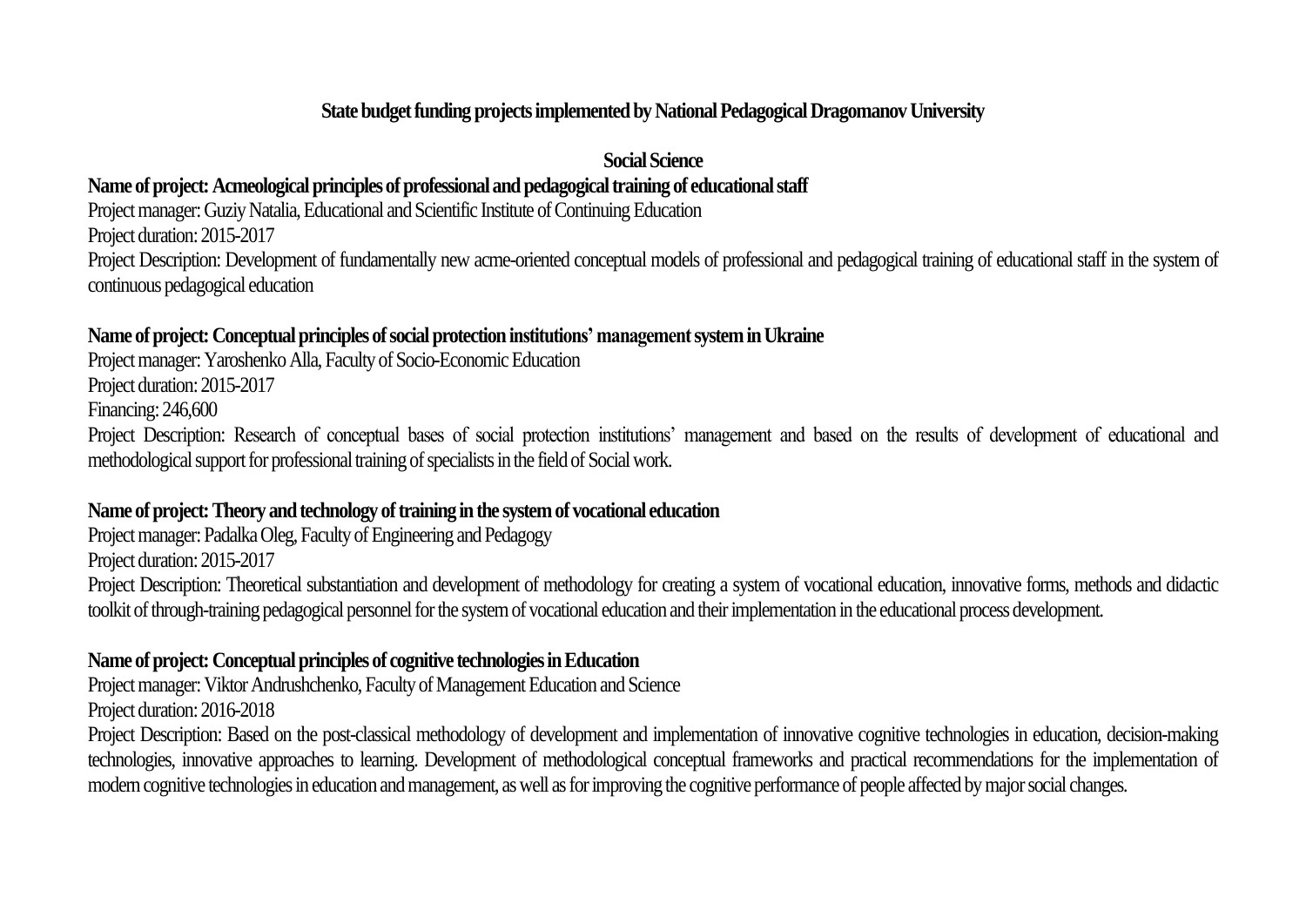# State budget funding projects implemented by National Pedagogical Dragomanov University

## Social Science

**Name of project: Acmeological principles of professional and pedagogical training of educational staff**

Project manager: Guziy Natalia, Educational and Scientific Institute of Continuing Education

Project duration: 2015-2017

Project Description: Development of fundamentally new acme-oriented conceptual models of professional and pedagogical training of educational staff in the system of continuous pedagogical education

**Name of project: Conceptual principles of social protection institutions' management system in Ukraine**

Project manager: Yaroshenko Alla, Faculty of Socio-Economic Education

Project duration: 2015-2017

Financing: 246,600

Project Description: Research of conceptual bases of social protection institutions' management and based on the results of development of educational and methodological support for professional training of specialists in the field of Social work.

**Name of project: Theory and technology of training in the system of vocational education**

Project manager: Padalka Oleg, Faculty of Engineering and Pedagogy

Project duration: 2015-2017

Project Description: Theoretical substantiation and development of methodology for creating a system of vocational education, innovative forms, methods and didactic toolkit of through-training pedagogical personnel for the system of vocational education and their implementation in the educational process development.

**Name of project: Conceptual principles of cognitive technologies in Education**

Project manager: Viktor Andrushchenko, Faculty of Management Education and Science

Project duration: 2016-2018

Project Description: Based on the post-classical methodology of development and implementation of innovative cognitive technologies in education, decision-making technologies, innovative approaches to learning. Development of methodological conceptual frameworks and practical recommendations for the implementation of modern cognitive technologies in education and management, as well as for improving the cognitive performance of people affected by major social changes.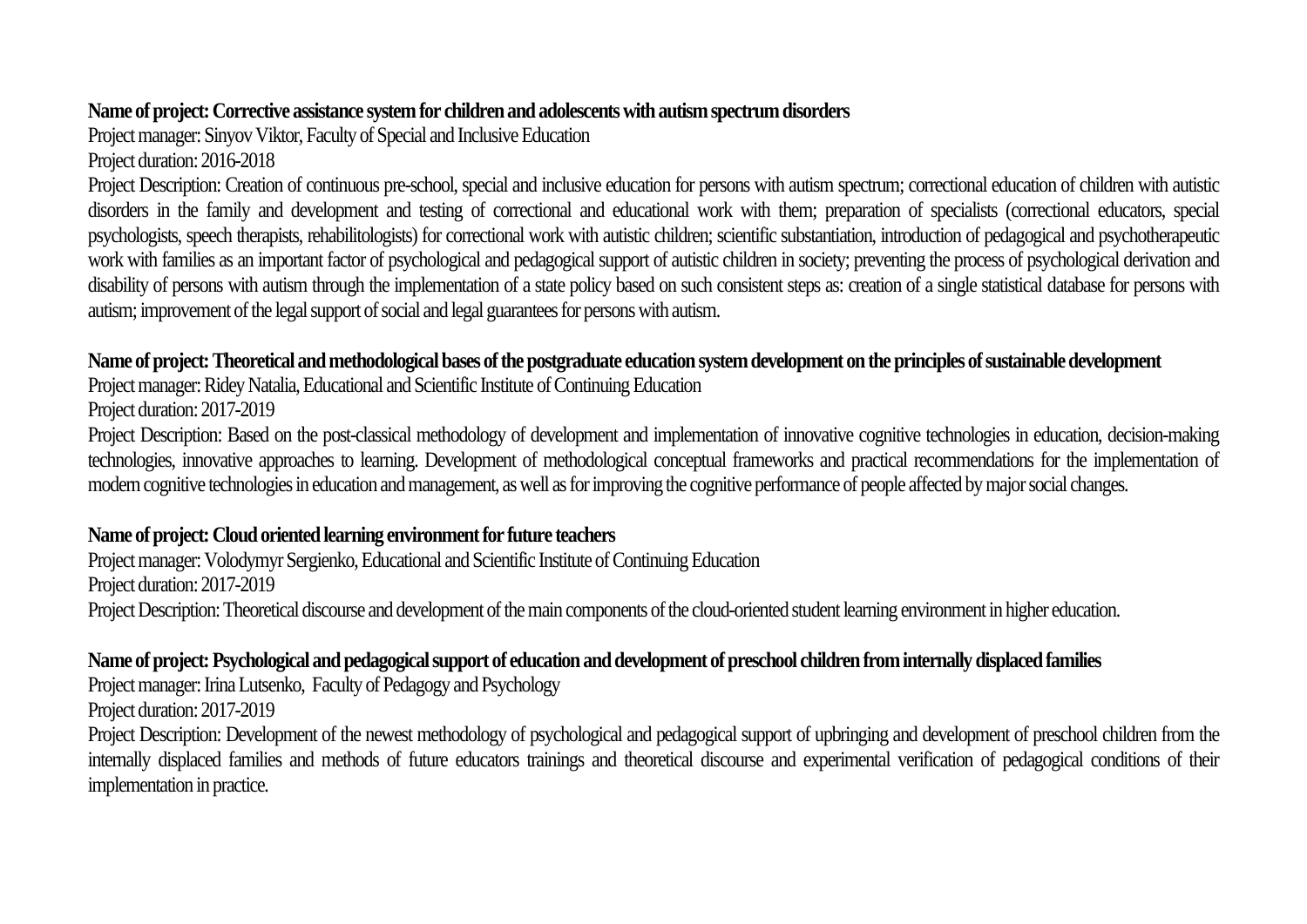**Name of project: Corrective assistance system for children and adolescents with autism spectrum disorders**

Project manager: Sinyov Viktor, Faculty of Special and Inclusive Education

Project duration: 2016-2018

Project Description: Creation of continuous pre-school, special and inclusive education for persons with autism spectrum; correctional education of children with autistic disorders in the family and development and testing of correctional and educational work with them; preparation of specialists (correctional educators, special psychologists, speech therapists, rehabilitologists) for correctional work with autistic children; scientific substantiation, introduction of pedagogical and psychotherapeutic work with families as an important factor of psychological and pedagogical support of autistic children in society; preventing the process of psychological derivation and disability of persons with autism through the implementation of a state policy based on such consistent steps as: creation of a single statistical database for persons with autism; improvement of the legal support of social and legal guarantees for persons with autism.

**Name of project: Theoretical and methodological bases of the postgraduate education system development on the principles of sustainable development**

Project manager: Ridey Natalia, Educational and Scientific Institute of Continuing Education

Project duration: 2017-2019

Project Description: Based on the post-classical methodology of development and implementation of innovative cognitive technologies in education, decision-making technologies, innovative approaches to learning. Development of methodological conceptual frameworks and practical recommendations for the implementation of modern cognitive technologies in education and management, as well as for improving the cognitive performance of people affected by major social changes.

**Name of project: Cloud oriented learning environment for future teachers**

Project manager: Volodymyr Sergienko, Educational and Scientific Institute of Continuing Education

Project duration: 2017-2019

Project Description: Theoretical discourse and development of the main components of the cloud-oriented student learning environment in higher education.

**Name of project: Psychological and pedagogical support of education and development of preschool children from internally displaced families**

Project manager: Irina Lutsenko, Faculty of Pedagogy and Psychology

Project duration: 2017-2019

Project Description: Development of the newest methodology of psychological and pedagogical support of upbringing and development of preschool children from the internally displaced families and methods of future educators trainings and theoretical discourse and experimental verification of pedagogical conditions of their implementation in practice.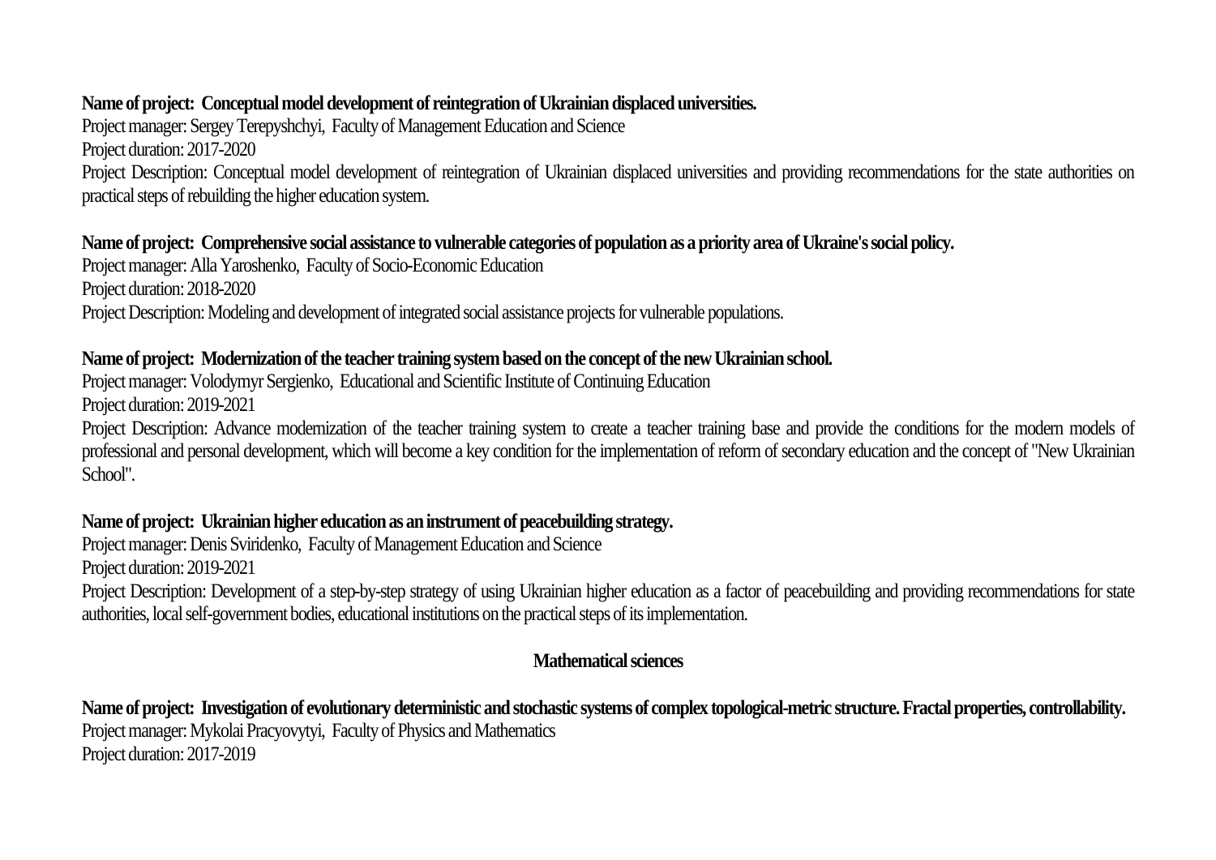**Name of project: Conceptual model development of reintegration of Ukrainian displaced universities.**
Project manager: Sergey Terepyshchyi, Faculty of Management Education and Science
Project duration: 2017-2020
Project Description: Conceptual model development of reintegration of Ukrainian displaced universities and providing recommendations for the state authorities on practical steps of rebuilding the higher education system.

**Name of project: Comprehensive social assistance to vulnerable categories of population as a priority area of Ukraine's social policy.**
Project manager: Alla Yaroshenko, Faculty of Socio-Economic Education
Project duration: 2018-2020
Project Description: Modeling and development of integrated social assistance projects for vulnerable populations.

**Name of project: Modernization of the teacher training system based on the concept of the new Ukrainian school.**
Project manager: Volodymyr Sergienko, Educational and Scientific Institute of Continuing Education
Project duration: 2019-2021
Project Description: Advance modernization of the teacher training system to create a teacher training base and provide the conditions for the modern models of professional and personal development, which will become a key condition for the implementation of reform of secondary education and the concept of "New Ukrainian School".

**Name of project: Ukrainian higher education as an instrument of peacebuilding strategy.**
Project manager: Denis Sviridenko, Faculty of Management Education and Science
Project duration: 2019-2021
Project Description: Development of a step-by-step strategy of using Ukrainian higher education as a factor of peacebuilding and providing recommendations for state authorities, local self-government bodies, educational institutions on the practical steps of its implementation.

## Mathematical sciences

**Name of project: Investigation of evolutionary deterministic and stochastic systems of complex topological-metric structure. Fractal properties, controllability.**
Project manager: Mykolai Pracyovytyi, Faculty of Physics and Mathematics
Project duration: 2017-2019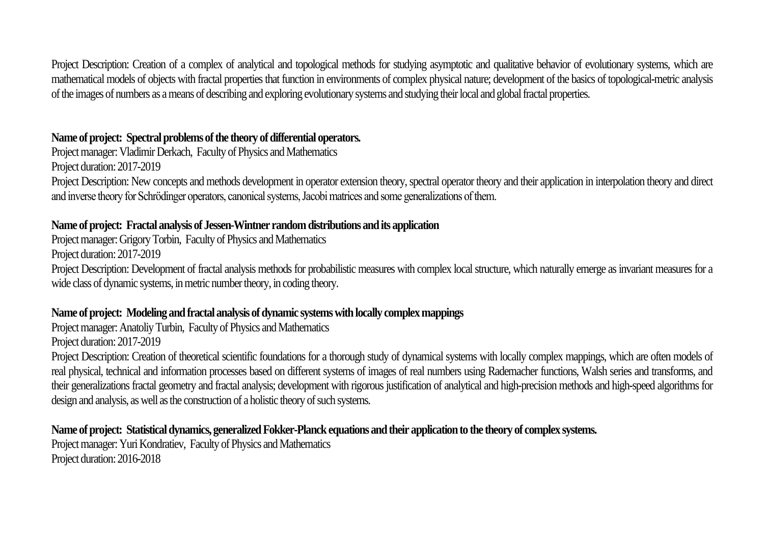Project Description: Creation of a complex of analytical and topological methods for studying asymptotic and qualitative behavior of evolutionary systems, which are mathematical models of objects with fractal properties that function in environments of complex physical nature; development of the basics of topological-metric analysis of the images of numbers as a means of describing and exploring evolutionary systems and studying their local and global fractal properties.

**Name of project: Spectral problems of the theory of differential operators.**

Project manager: Vladimir Derkach, Faculty of Physics and Mathematics

Project duration: 2017-2019

Project Description: New concepts and methods development in operator extension theory, spectral operator theory and their application in interpolation theory and direct and inverse theory for Schrödinger operators, canonical systems, Jacobi matrices and some generalizations of them.

**Name of project: Fractal analysis of Jessen-Wintner random distributions and its application**

Project manager: Grigory Torbin, Faculty of Physics and Mathematics

Project duration: 2017-2019

Project Description: Development of fractal analysis methods for probabilistic measures with complex local structure, which naturally emerge as invariant measures for a wide class of dynamic systems, in metric number theory, in coding theory.

**Name of project: Modeling and fractal analysis of dynamic systems with locally complex mappings**

Project manager: Anatoliy Turbin, Faculty of Physics and Mathematics

Project duration: 2017-2019

Project Description: Creation of theoretical scientific foundations for a thorough study of dynamical systems with locally complex mappings, which are often models of real physical, technical and information processes based on different systems of images of real numbers using Rademacher functions, Walsh series and transforms, and their generalizations fractal geometry and fractal analysis; development with rigorous justification of analytical and high-precision methods and high-speed algorithms for design and analysis, as well as the construction of a holistic theory of such systems.

**Name of project: Statistical dynamics, generalized Fokker-Planck equations and their application to the theory of complex systems.**

Project manager: Yuri Kondratiev, Faculty of Physics and Mathematics

Project duration: 2016-2018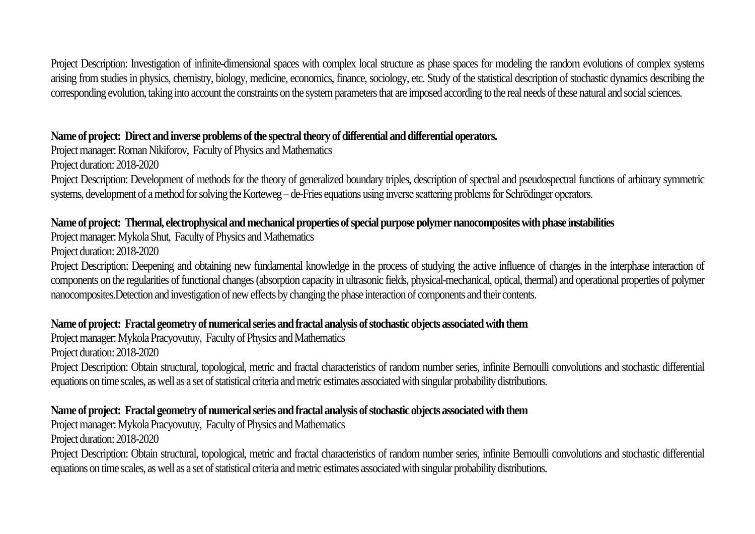Project Description: Investigation of infinite-dimensional spaces with complex local structure as phase spaces for modeling the random evolutions of complex systems arising from studies in physics, chemistry, biology, medicine, economics, finance, sociology, etc. Study of the statistical description of stochastic dynamics describing the corresponding evolution, taking into account the constraints on the system parameters that are imposed according to the real needs of these natural and social sciences.

**Name of project: Direct and inverse problems of the spectral theory of differential and differential operators.**
Project manager: Roman Nikiforov, Faculty of Physics and Mathematics
Project duration: 2018-2020
Project Description: Development of methods for the theory of generalized boundary triples, description of spectral and pseudospectral functions of arbitrary symmetric systems, development of a method for solving the Korteweg – de-Fries equations using inverse scattering problems for Schrödinger operators.

**Name of project: Thermal, electrophysical and mechanical properties of special purpose polymer nanocomposites with phase instabilities**
Project manager: Mykola Shut, Faculty of Physics and Mathematics
Project duration: 2018-2020
Project Description: Deepening and obtaining new fundamental knowledge in the process of studying the active influence of changes in the interphase interaction of components on the regularities of functional changes (absorption capacity in ultrasonic fields, physical-mechanical, optical, thermal) and operational properties of polymer nanocomposites.Detection and investigation of new effects by changing the phase interaction of components and their contents.

**Name of project: Fractal geometry of numerical series and fractal analysis of stochastic objects associated with them**
Project manager: Mykola Pracyovutuy, Faculty of Physics and Mathematics
Project duration: 2018-2020
Project Description: Obtain structural, topological, metric and fractal characteristics of random number series, infinite Bernoulli convolutions and stochastic differential equations on time scales, as well as a set of statistical criteria and metric estimates associated with singular probability distributions.

**Name of project: Fractal geometry of numerical series and fractal analysis of stochastic objects associated with them**
Project manager: Mykola Pracyovutuy, Faculty of Physics and Mathematics
Project duration: 2018-2020
Project Description: Obtain structural, topological, metric and fractal characteristics of random number series, infinite Bernoulli convolutions and stochastic differential equations on time scales, as well as a set of statistical criteria and metric estimates associated with singular probability distributions.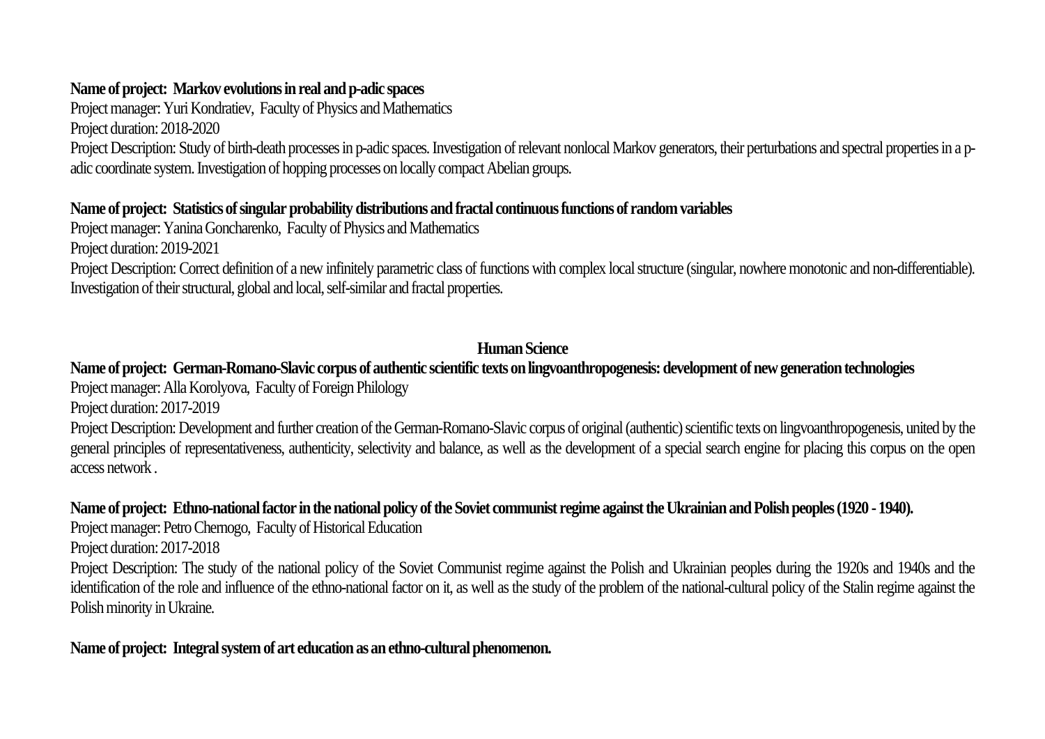**Name of project: Markov evolutions in real and p-adic spaces**

Project manager: Yuri Kondratiev, Faculty of Physics and Mathematics

Project duration: 2018-2020

Project Description: Study of birth-death processes in p-adic spaces. Investigation of relevant nonlocal Markov generators, their perturbations and spectral properties in a p-adic coordinate system. Investigation of hopping processes on locally compact Abelian groups.

**Name of project: Statistics of singular probability distributions and fractal continuous functions of random variables**

Project manager: Yanina Goncharenko, Faculty of Physics and Mathematics

Project duration: 2019-2021

Project Description: Correct definition of a new infinitely parametric class of functions with complex local structure (singular, nowhere monotonic and non-differentiable). Investigation of their structural, global and local, self-similar and fractal properties.

## Human Science

**Name of project: German-Romano-Slavic corpus of authentic scientific texts on lingvoanthropogenesis: development of new generation technologies**

Project manager: Alla Korolyova, Faculty of Foreign Philology

Project duration: 2017-2019

Project Description: Development and further creation of the German-Romano-Slavic corpus of original (authentic) scientific texts on lingvoanthropogenesis, united by the general principles of representativeness, authenticity, selectivity and balance, as well as the development of a special search engine for placing this corpus on the open access network .

**Name of project: Ethno-national factor in the national policy of the Soviet communist regime against the Ukrainian and Polish peoples (1920 - 1940).**

Project manager: Petro Chernogo, Faculty of Historical Education

Project duration: 2017-2018

Project Description: The study of the national policy of the Soviet Communist regime against the Polish and Ukrainian peoples during the 1920s and 1940s and the identification of the role and influence of the ethno-national factor on it, as well as the study of the problem of the national-cultural policy of the Stalin regime against the Polish minority in Ukraine.

**Name of project: Integral system of art education as an ethno-cultural phenomenon.**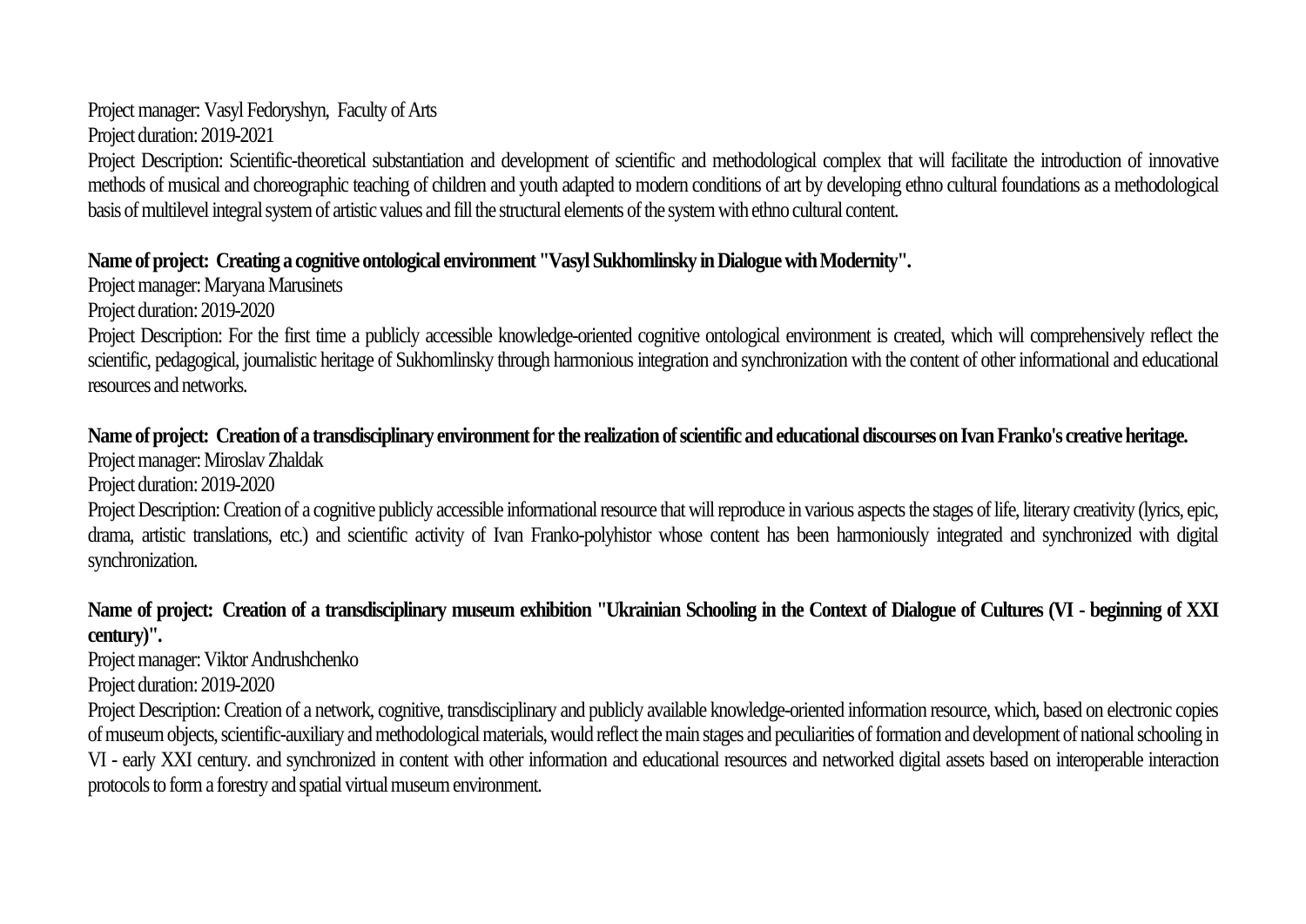Project manager: Vasyl Fedoryshyn, Faculty of Arts

Project duration: 2019-2021

Project Description: Scientific-theoretical substantiation and development of scientific and methodological complex that will facilitate the introduction of innovative methods of musical and choreographic teaching of children and youth adapted to modern conditions of art by developing ethno cultural foundations as a methodological basis of multilevel integral system of artistic values and fill the structural elements of the system with ethno cultural content.

**Name of project: Creating a cognitive ontological environment "Vasyl Sukhomlinsky in Dialogue with Modernity".**

Project manager: Maryana Marusinets

Project duration: 2019-2020

Project Description: For the first time a publicly accessible knowledge-oriented cognitive ontological environment is created, which will comprehensively reflect the scientific, pedagogical, journalistic heritage of Sukhomlinsky through harmonious integration and synchronization with the content of other informational and educational resources and networks.

**Name of project: Creation of a transdisciplinary environment for the realization of scientific and educational discourses on Ivan Franko's creative heritage.**

Project manager: Miroslav Zhaldak

Project duration: 2019-2020

Project Description: Creation of a cognitive publicly accessible informational resource that will reproduce in various aspects the stages of life, literary creativity (lyrics, epic, drama, artistic translations, etc.) and scientific activity of Ivan Franko-polyhistor whose content has been harmoniously integrated and synchronized with digital synchronization.

**Name of project: Creation of a transdisciplinary museum exhibition "Ukrainian Schooling in the Context of Dialogue of Cultures (VI - beginning of XXI century)".**

Project manager: Viktor Andrushchenko

Project duration: 2019-2020

Project Description: Creation of a network, cognitive, transdisciplinary and publicly available knowledge-oriented information resource, which, based on electronic copies of museum objects, scientific-auxiliary and methodological materials, would reflect the main stages and peculiarities of formation and development of national schooling in VI - early XXI century. and synchronized in content with other information and educational resources and networked digital assets based on interoperable interaction protocols to form a forestry and spatial virtual museum environment.